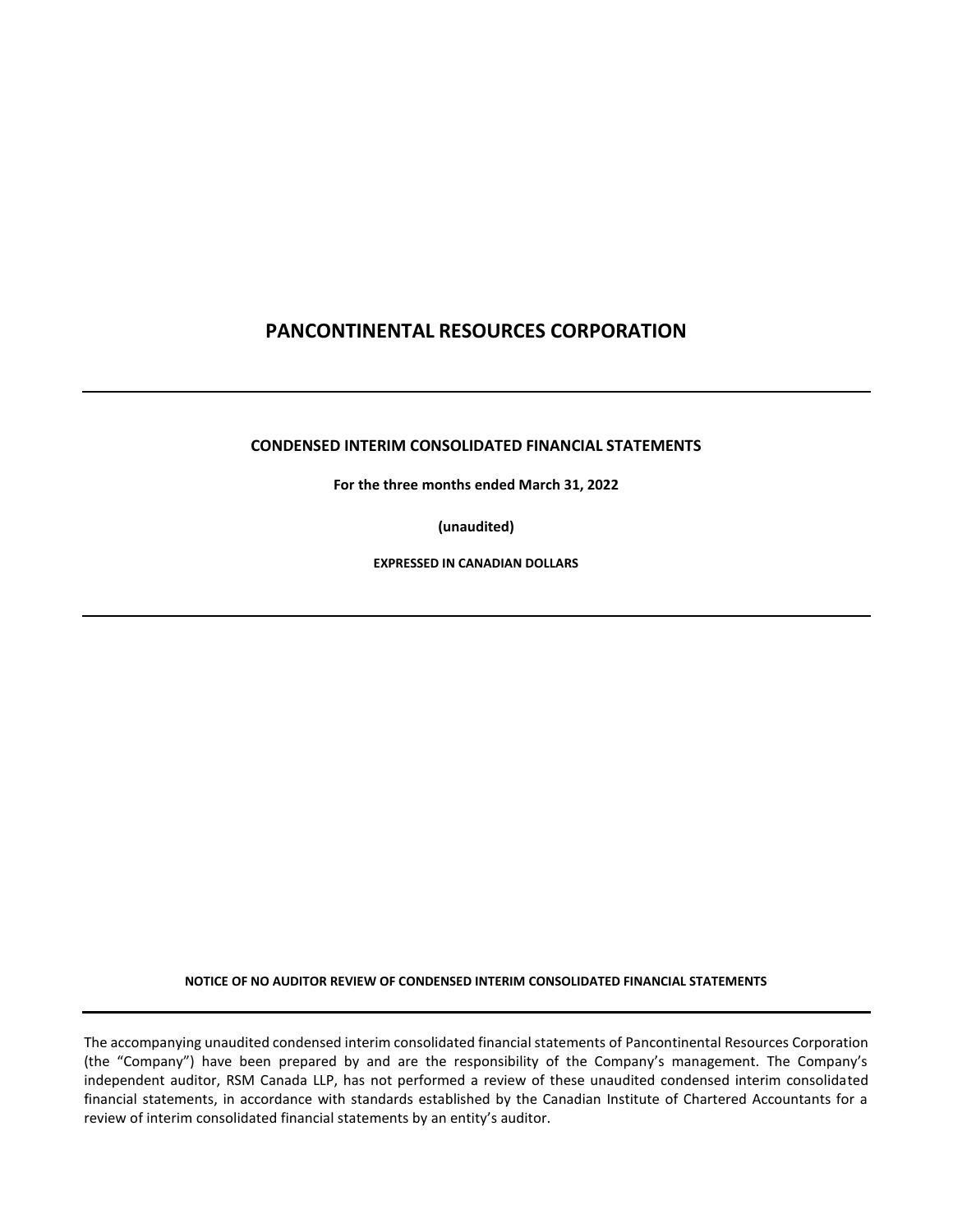# PANCONTINENTAL RESOURCES CORPORATION

---

## CONDENSED INTERIM CONSOLIDATED FINANCIAL STATEMENTS

**For the three months ended March 31, 2022**

**(unaudited)**

**EXPRESSED IN CANADIAN DOLLARS**

---

**NOTICE OF NO AUDITOR REVIEW OF CONDENSED INTERIM CONSOLIDATED FINANCIAL STATEMENTS**

---

The accompanying unaudited condensed interim consolidated financial statements of Pancontinental Resources Corporation (the "Company") have been prepared by and are the responsibility of the Company's management. The Company's independent auditor, RSM Canada LLP, has not performed a review of these unaudited condensed interim consolidated financial statements, in accordance with standards established by the Canadian Institute of Chartered Accountants for a review of interim consolidated financial statements by an entity's auditor.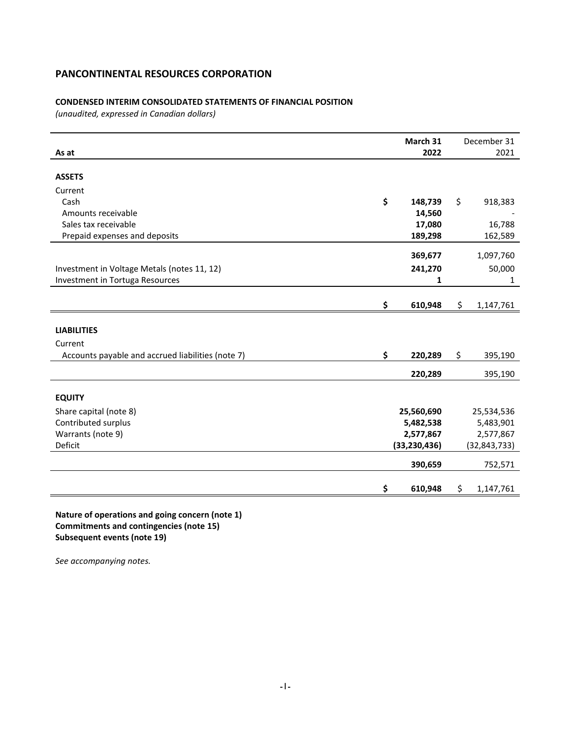# PANCONTINENTAL RESOURCES CORPORATION

## CONDENSED INTERIM CONSOLIDATED STATEMENTS OF FINANCIAL POSITION

*(unaudited, expressed in Canadian dollars)*

| As at | March 31 2022 | December 31 2021 |
|---|---|---|
| **ASSETS** | | |
| Current | | |
| Cash | **$ 148,739** | $ 918,383 |
| Amounts receivable | **14,560** | - |
| Sales tax receivable | **17,080** | 16,788 |
| Prepaid expenses and deposits | **189,298** | 162,589 |
| | **369,677** | 1,097,760 |
| Investment in Voltage Metals (notes 11, 12) | **241,270** | 50,000 |
| Investment in Tortuga Resources | **1** | 1 |
| | **$ 610,948** | $ 1,147,761 |
| **LIABILITIES** | | |
| Current | | |
| Accounts payable and accrued liabilities (note 7) | **$ 220,289** | $ 395,190 |
| | **220,289** | 395,190 |
| **EQUITY** | | |
| Share capital (note 8) | **25,560,690** | 25,534,536 |
| Contributed surplus | **5,482,538** | 5,483,901 |
| Warrants (note 9) | **2,577,867** | 2,577,867 |
| Deficit | **(33,230,436)** | (32,843,733) |
| | **390,659** | 752,571 |
| | **$ 610,948** | $ 1,147,761 |

**Nature of operations and going concern (note 1)**
**Commitments and contingencies (note 15)**
**Subsequent events (note 19)**

*See accompanying notes.*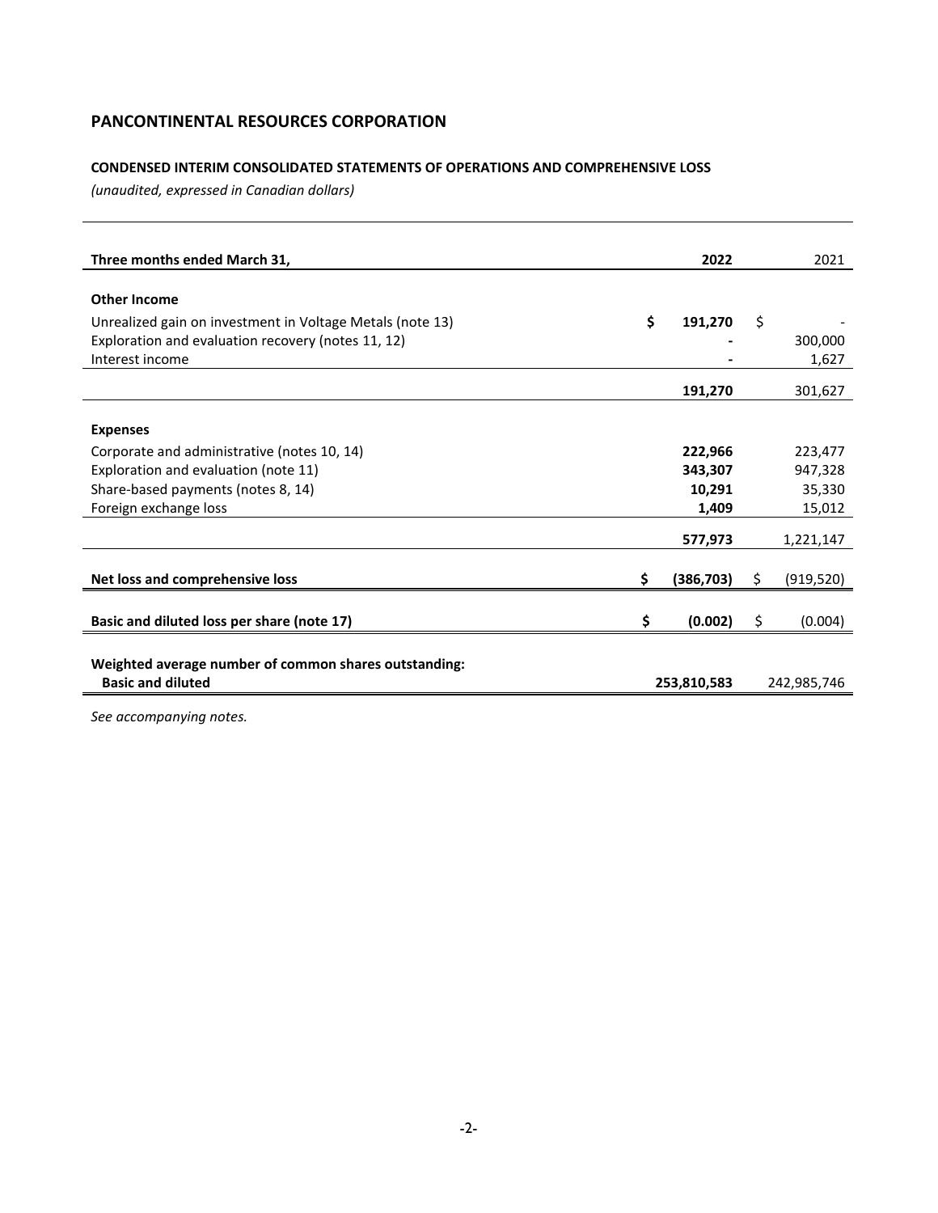## PANCONTINENTAL RESOURCES CORPORATION

### CONDENSED INTERIM CONSOLIDATED STATEMENTS OF OPERATIONS AND COMPREHENSIVE LOSS

*(unaudited, expressed in Canadian dollars)*

| Three months ended March 31, | 2022 | 2021 |
|---|---|---|
| **Other Income** | | |
| Unrealized gain on investment in Voltage Metals (note 13) | $ 191,270 | $ - |
| Exploration and evaluation recovery (notes 11, 12) | - | 300,000 |
| Interest income | - | 1,627 |
| | **191,270** | 301,627 |
| **Expenses** | | |
| Corporate and administrative (notes 10, 14) | **222,966** | 223,477 |
| Exploration and evaluation (note 11) | **343,307** | 947,328 |
| Share-based payments (notes 8, 14) | **10,291** | 35,330 |
| Foreign exchange loss | **1,409** | 15,012 |
| | **577,973** | 1,221,147 |
| **Net loss and comprehensive loss** | **$ (386,703)** | $ (919,520) |
| **Basic and diluted loss per share (note 17)** | **$ (0.002)** | $ (0.004) |
| **Weighted average number of common shares outstanding:** | | |
| **Basic and diluted** | **253,810,583** | 242,985,746 |

*See accompanying notes.*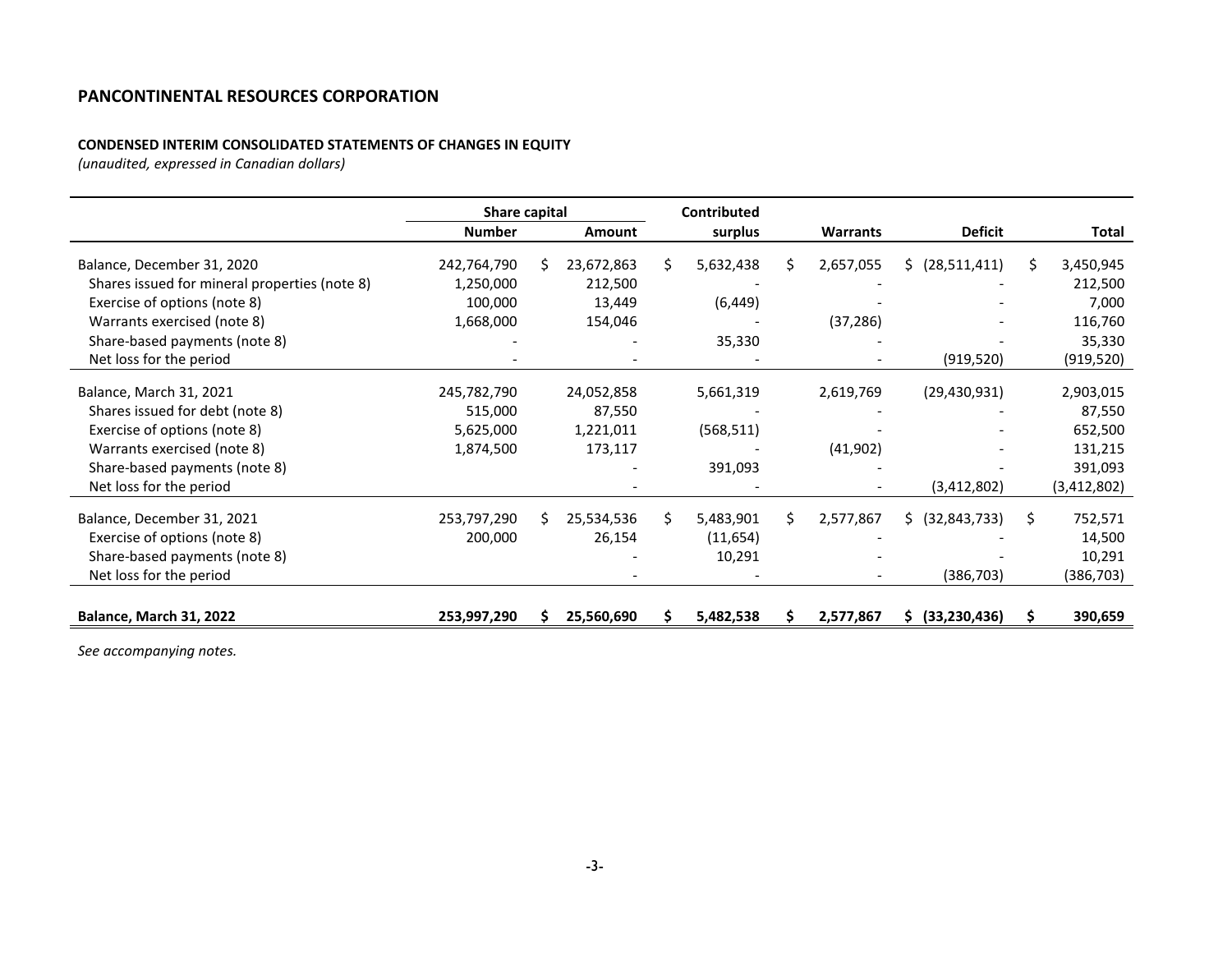## PANCONTINENTAL RESOURCES CORPORATION

**CONDENSED INTERIM CONSOLIDATED STATEMENTS OF CHANGES IN EQUITY**
*(unaudited, expressed in Canadian dollars)*

| | Share capital | | Contributed | | | |
|---|---|---|---|---|---|---|
| | **Number** | **Amount** | **surplus** | **Warrants** | **Deficit** | **Total** |
| Balance, December 31, 2020 | 242,764,790 | $ 23,672,863 | $ 5,632,438 | $ 2,657,055 | $ (28,511,411) | $ 3,450,945 |
| Shares issued for mineral properties (note 8) | 1,250,000 | 212,500 | - | - | - | 212,500 |
| Exercise of options (note 8) | 100,000 | 13,449 | (6,449) | - | - | 7,000 |
| Warrants exercised (note 8) | 1,668,000 | 154,046 | - | (37,286) | - | 116,760 |
| Share-based payments (note 8) | - | - | 35,330 | - | - | 35,330 |
| Net loss for the period | - | - | - | - | (919,520) | (919,520) |
| Balance, March 31, 2021 | 245,782,790 | 24,052,858 | 5,661,319 | 2,619,769 | (29,430,931) | 2,903,015 |
| Shares issued for debt (note 8) | 515,000 | 87,550 | - | - | - | 87,550 |
| Exercise of options (note 8) | 5,625,000 | 1,221,011 | (568,511) | - | - | 652,500 |
| Warrants exercised (note 8) | 1,874,500 | 173,117 | - | (41,902) | - | 131,215 |
| Share-based payments (note 8) | | - | 391,093 | - | - | 391,093 |
| Net loss for the period | | - | - | - | (3,412,802) | (3,412,802) |
| Balance, December 31, 2021 | 253,797,290 | $ 25,534,536 | $ 5,483,901 | $ 2,577,867 | $ (32,843,733) | $ 752,571 |
| Exercise of options (note 8) | 200,000 | 26,154 | (11,654) | - | - | 14,500 |
| Share-based payments (note 8) | | - | 10,291 | - | - | 10,291 |
| Net loss for the period | | - | - | - | (386,703) | (386,703) |
| **Balance, March 31, 2022** | **253,997,290** | **$ 25,560,690** | **$ 5,482,538** | **$ 2,577,867** | **$ (33,230,436)** | **$ 390,659** |

*See accompanying notes.*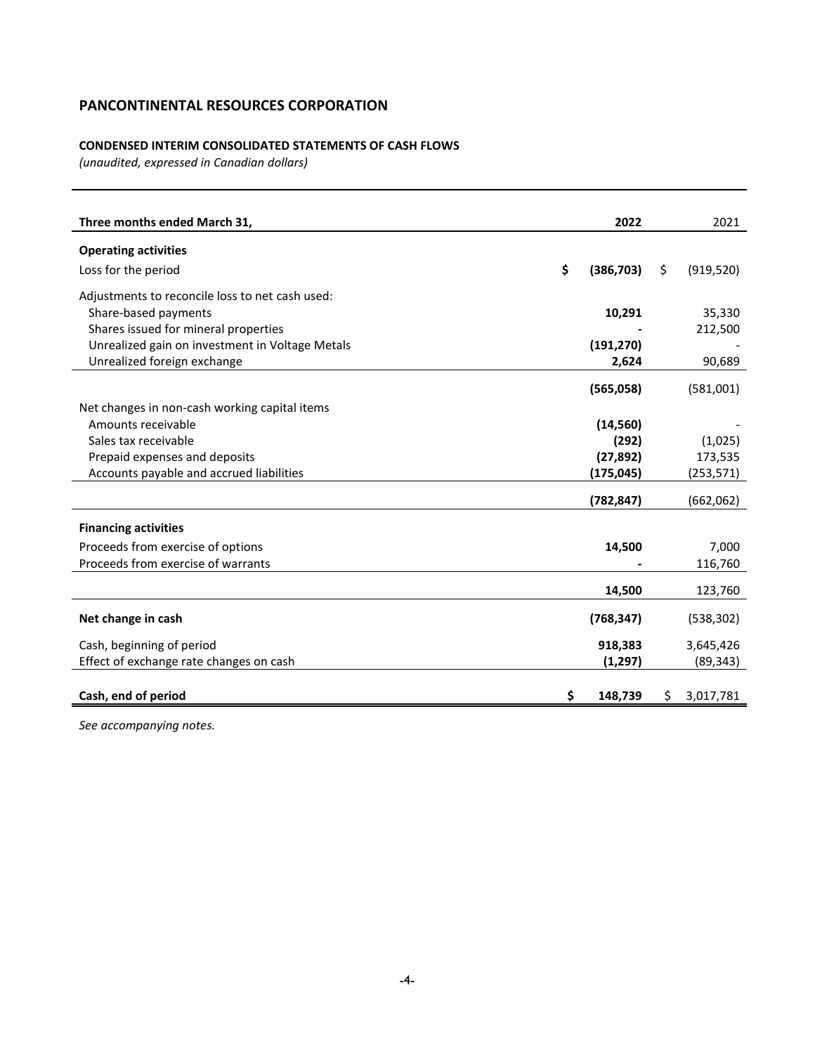## PANCONTINENTAL RESOURCES CORPORATION

**CONDENSED INTERIM CONSOLIDATED STATEMENTS OF CASH FLOWS**
*(unaudited, expressed in Canadian dollars)*

| Three months ended March 31, | 2022 | 2021 |
|---|---|---|
| **Operating activities** | | |
| Loss for the period | **$ (386,703)** | $ (919,520) |
| Adjustments to reconcile loss to net cash used: | | |
| Share-based payments | **10,291** | 35,330 |
| Shares issued for mineral properties | **-** | 212,500 |
| Unrealized gain on investment in Voltage Metals | **(191,270)** | - |
| Unrealized foreign exchange | **2,624** | 90,689 |
| | **(565,058)** | (581,001) |
| Net changes in non-cash working capital items | | |
| Amounts receivable | **(14,560)** | - |
| Sales tax receivable | **(292)** | (1,025) |
| Prepaid expenses and deposits | **(27,892)** | 173,535 |
| Accounts payable and accrued liabilities | **(175,045)** | (253,571) |
| | **(782,847)** | (662,062) |
| **Financing activities** | | |
| Proceeds from exercise of options | **14,500** | 7,000 |
| Proceeds from exercise of warrants | **-** | 116,760 |
| | **14,500** | 123,760 |
| **Net change in cash** | **(768,347)** | (538,302) |
| Cash, beginning of period | **918,383** | 3,645,426 |
| Effect of exchange rate changes on cash | **(1,297)** | (89,343) |
| **Cash, end of period** | **$ 148,739** | $ 3,017,781 |

*See accompanying notes.*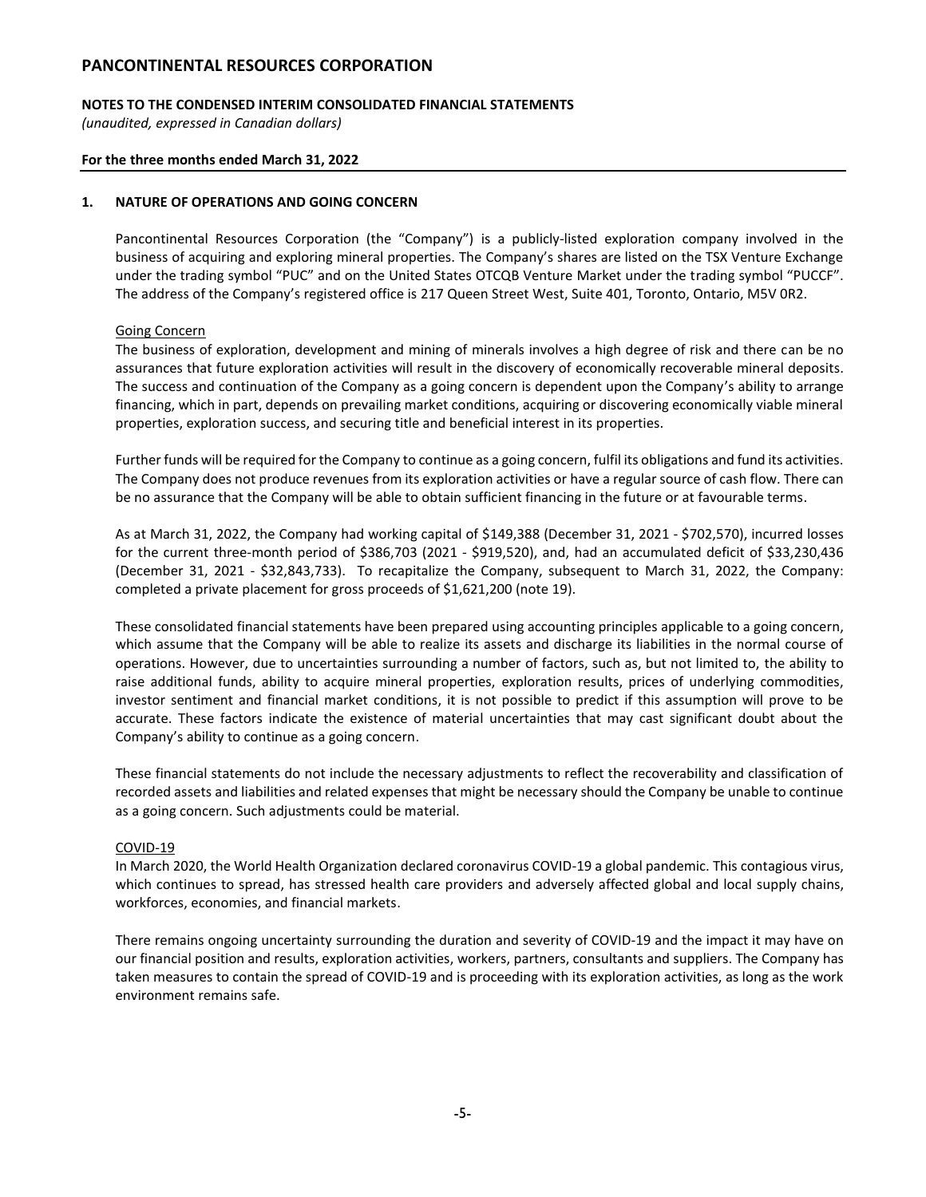# PANCONTINENTAL RESOURCES CORPORATION

**NOTES TO THE CONDENSED INTERIM CONSOLIDATED FINANCIAL STATEMENTS**
*(unaudited, expressed in Canadian dollars)*

**For the three months ended March 31, 2022**

## 1. NATURE OF OPERATIONS AND GOING CONCERN

Pancontinental Resources Corporation (the "Company") is a publicly-listed exploration company involved in the business of acquiring and exploring mineral properties. The Company's shares are listed on the TSX Venture Exchange under the trading symbol "PUC" and on the United States OTCQB Venture Market under the trading symbol "PUCCF". The address of the Company's registered office is 217 Queen Street West, Suite 401, Toronto, Ontario, M5V 0R2.

Going Concern

The business of exploration, development and mining of minerals involves a high degree of risk and there can be no assurances that future exploration activities will result in the discovery of economically recoverable mineral deposits. The success and continuation of the Company as a going concern is dependent upon the Company's ability to arrange financing, which in part, depends on prevailing market conditions, acquiring or discovering economically viable mineral properties, exploration success, and securing title and beneficial interest in its properties.

Further funds will be required for the Company to continue as a going concern, fulfil its obligations and fund its activities. The Company does not produce revenues from its exploration activities or have a regular source of cash flow. There can be no assurance that the Company will be able to obtain sufficient financing in the future or at favourable terms.

As at March 31, 2022, the Company had working capital of $149,388 (December 31, 2021 - $702,570), incurred losses for the current three-month period of $386,703 (2021 - $919,520), and, had an accumulated deficit of $33,230,436 (December 31, 2021 - $32,843,733). To recapitalize the Company, subsequent to March 31, 2022, the Company: completed a private placement for gross proceeds of $1,621,200 (note 19).

These consolidated financial statements have been prepared using accounting principles applicable to a going concern, which assume that the Company will be able to realize its assets and discharge its liabilities in the normal course of operations. However, due to uncertainties surrounding a number of factors, such as, but not limited to, the ability to raise additional funds, ability to acquire mineral properties, exploration results, prices of underlying commodities, investor sentiment and financial market conditions, it is not possible to predict if this assumption will prove to be accurate. These factors indicate the existence of material uncertainties that may cast significant doubt about the Company's ability to continue as a going concern.

These financial statements do not include the necessary adjustments to reflect the recoverability and classification of recorded assets and liabilities and related expenses that might be necessary should the Company be unable to continue as a going concern. Such adjustments could be material.

COVID-19

In March 2020, the World Health Organization declared coronavirus COVID-19 a global pandemic. This contagious virus, which continues to spread, has stressed health care providers and adversely affected global and local supply chains, workforces, economies, and financial markets.

There remains ongoing uncertainty surrounding the duration and severity of COVID-19 and the impact it may have on our financial position and results, exploration activities, workers, partners, consultants and suppliers. The Company has taken measures to contain the spread of COVID-19 and is proceeding with its exploration activities, as long as the work environment remains safe.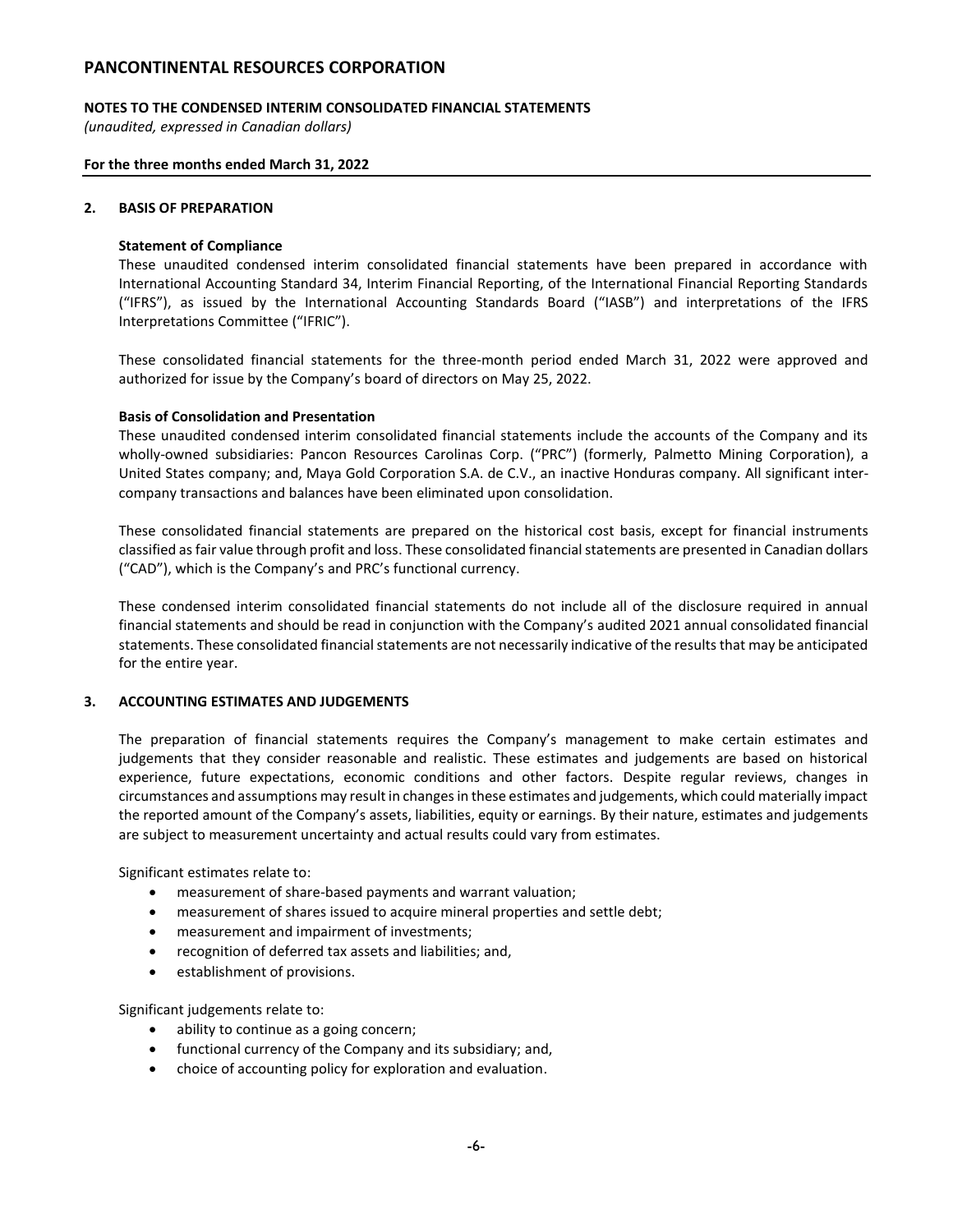## 2. BASIS OF PREPARATION

### Statement of Compliance

These unaudited condensed interim consolidated financial statements have been prepared in accordance with International Accounting Standard 34, Interim Financial Reporting, of the International Financial Reporting Standards ("IFRS"), as issued by the International Accounting Standards Board ("IASB") and interpretations of the IFRS Interpretations Committee ("IFRIC").

These consolidated financial statements for the three-month period ended March 31, 2022 were approved and authorized for issue by the Company's board of directors on May 25, 2022.

### Basis of Consolidation and Presentation

These unaudited condensed interim consolidated financial statements include the accounts of the Company and its wholly-owned subsidiaries: Pancon Resources Carolinas Corp. ("PRC") (formerly, Palmetto Mining Corporation), a United States company; and, Maya Gold Corporation S.A. de C.V., an inactive Honduras company. All significant inter-company transactions and balances have been eliminated upon consolidation.

These consolidated financial statements are prepared on the historical cost basis, except for financial instruments classified as fair value through profit and loss. These consolidated financial statements are presented in Canadian dollars ("CAD"), which is the Company's and PRC's functional currency.

These condensed interim consolidated financial statements do not include all of the disclosure required in annual financial statements and should be read in conjunction with the Company's audited 2021 annual consolidated financial statements. These consolidated financial statements are not necessarily indicative of the results that may be anticipated for the entire year.

## 3. ACCOUNTING ESTIMATES AND JUDGEMENTS

The preparation of financial statements requires the Company's management to make certain estimates and judgements that they consider reasonable and realistic. These estimates and judgements are based on historical experience, future expectations, economic conditions and other factors. Despite regular reviews, changes in circumstances and assumptions may result in changes in these estimates and judgements, which could materially impact the reported amount of the Company's assets, liabilities, equity or earnings. By their nature, estimates and judgements are subject to measurement uncertainty and actual results could vary from estimates.

Significant estimates relate to:

- measurement of share-based payments and warrant valuation;
- measurement of shares issued to acquire mineral properties and settle debt;
- measurement and impairment of investments;
- recognition of deferred tax assets and liabilities; and,
- establishment of provisions.

Significant judgements relate to:

- ability to continue as a going concern;
- functional currency of the Company and its subsidiary; and,
- choice of accounting policy for exploration and evaluation.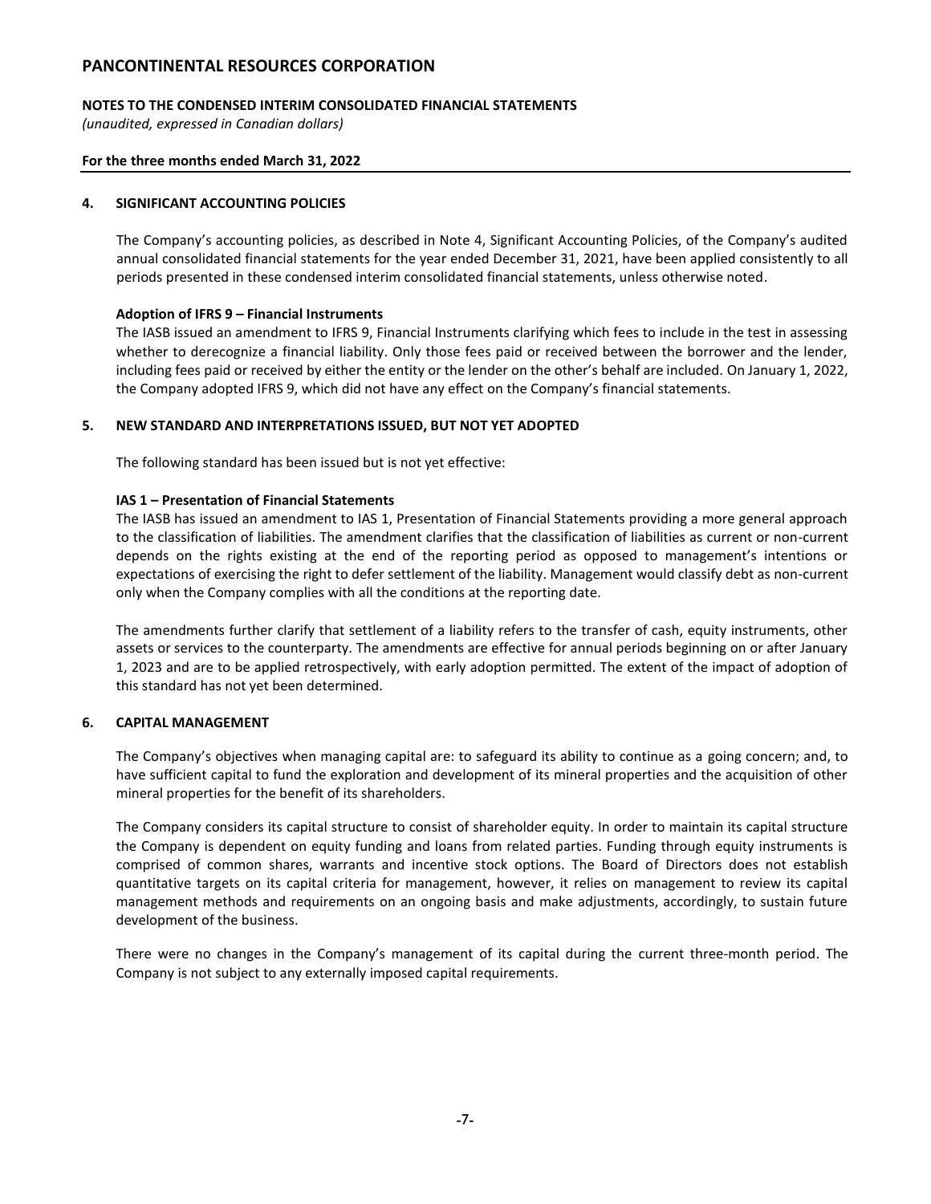## 4. SIGNIFICANT ACCOUNTING POLICIES

The Company's accounting policies, as described in Note 4, Significant Accounting Policies, of the Company's audited annual consolidated financial statements for the year ended December 31, 2021, have been applied consistently to all periods presented in these condensed interim consolidated financial statements, unless otherwise noted.

**Adoption of IFRS 9 – Financial Instruments**

The IASB issued an amendment to IFRS 9, Financial Instruments clarifying which fees to include in the test in assessing whether to derecognize a financial liability. Only those fees paid or received between the borrower and the lender, including fees paid or received by either the entity or the lender on the other's behalf are included. On January 1, 2022, the Company adopted IFRS 9, which did not have any effect on the Company's financial statements.

## 5. NEW STANDARD AND INTERPRETATIONS ISSUED, BUT NOT YET ADOPTED

The following standard has been issued but is not yet effective:

**IAS 1 – Presentation of Financial Statements**

The IASB has issued an amendment to IAS 1, Presentation of Financial Statements providing a more general approach to the classification of liabilities. The amendment clarifies that the classification of liabilities as current or non-current depends on the rights existing at the end of the reporting period as opposed to management's intentions or expectations of exercising the right to defer settlement of the liability. Management would classify debt as non-current only when the Company complies with all the conditions at the reporting date.

The amendments further clarify that settlement of a liability refers to the transfer of cash, equity instruments, other assets or services to the counterparty. The amendments are effective for annual periods beginning on or after January 1, 2023 and are to be applied retrospectively, with early adoption permitted. The extent of the impact of adoption of this standard has not yet been determined.

## 6. CAPITAL MANAGEMENT

The Company's objectives when managing capital are: to safeguard its ability to continue as a going concern; and, to have sufficient capital to fund the exploration and development of its mineral properties and the acquisition of other mineral properties for the benefit of its shareholders.

The Company considers its capital structure to consist of shareholder equity. In order to maintain its capital structure the Company is dependent on equity funding and loans from related parties. Funding through equity instruments is comprised of common shares, warrants and incentive stock options. The Board of Directors does not establish quantitative targets on its capital criteria for management, however, it relies on management to review its capital management methods and requirements on an ongoing basis and make adjustments, accordingly, to sustain future development of the business.

There were no changes in the Company's management of its capital during the current three-month period. The Company is not subject to any externally imposed capital requirements.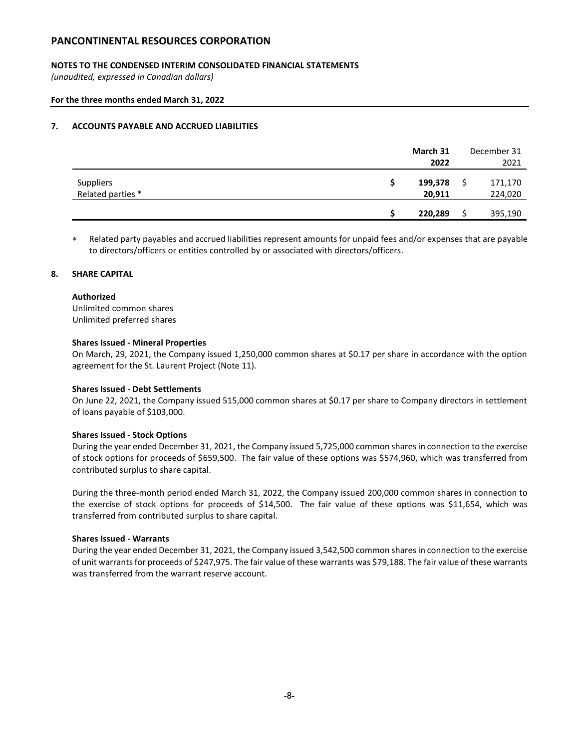# PANCONTINENTAL RESOURCES CORPORATION

**NOTES TO THE CONDENSED INTERIM CONSOLIDATED FINANCIAL STATEMENTS**
*(unaudited, expressed in Canadian dollars)*

**For the three months ended March 31, 2022**

## 7. ACCOUNTS PAYABLE AND ACCRUED LIABILITIES

| | **March 31 2022** | December 31 2021 |
|---|---|---|
| Suppliers | $ **199,378** | $ 171,170 |
| Related parties * | **20,911** | 224,020 |
| | $ **220,289** | $ 395,190 |

* Related party payables and accrued liabilities represent amounts for unpaid fees and/or expenses that are payable to directors/officers or entities controlled by or associated with directors/officers.

## 8. SHARE CAPITAL

**Authorized**
Unlimited common shares
Unlimited preferred shares

**Shares Issued - Mineral Properties**
On March, 29, 2021, the Company issued 1,250,000 common shares at $0.17 per share in accordance with the option agreement for the St. Laurent Project (Note 11).

**Shares Issued - Debt Settlements**
On June 22, 2021, the Company issued 515,000 common shares at $0.17 per share to Company directors in settlement of loans payable of $103,000.

**Shares Issued - Stock Options**
During the year ended December 31, 2021, the Company issued 5,725,000 common shares in connection to the exercise of stock options for proceeds of $659,500. The fair value of these options was $574,960, which was transferred from contributed surplus to share capital.

During the three-month period ended March 31, 2022, the Company issued 200,000 common shares in connection to the exercise of stock options for proceeds of $14,500. The fair value of these options was $11,654, which was transferred from contributed surplus to share capital.

**Shares Issued - Warrants**
During the year ended December 31, 2021, the Company issued 3,542,500 common shares in connection to the exercise of unit warrants for proceeds of $247,975. The fair value of these warrants was $79,188. The fair value of these warrants was transferred from the warrant reserve account.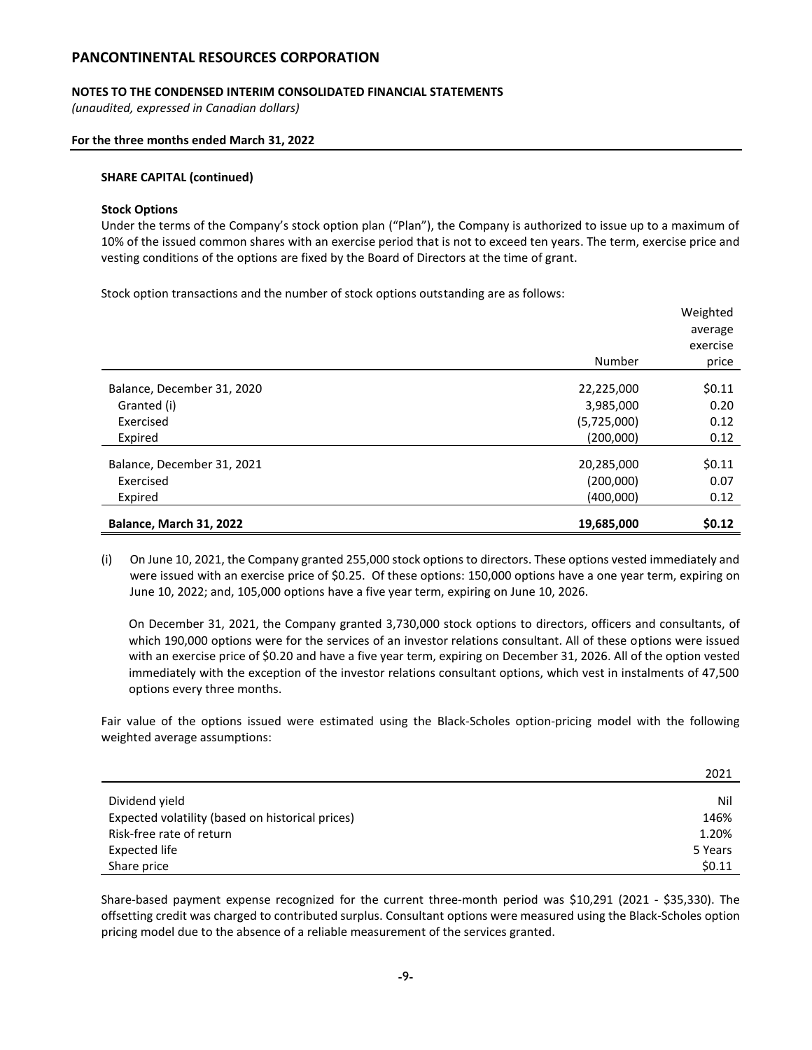# PANCONTINENTAL RESOURCES CORPORATION

**NOTES TO THE CONDENSED INTERIM CONSOLIDATED FINANCIAL STATEMENTS**

*(unaudited, expressed in Canadian dollars)*

**For the three months ended March 31, 2022**

**SHARE CAPITAL (continued)**

**Stock Options**

Under the terms of the Company's stock option plan ("Plan"), the Company is authorized to issue up to a maximum of 10% of the issued common shares with an exercise period that is not to exceed ten years. The term, exercise price and vesting conditions of the options are fixed by the Board of Directors at the time of grant.

Stock option transactions and the number of stock options outstanding are as follows:

| | Number | Weighted average exercise price |
|---|---|---|
| Balance, December 31, 2020 | 22,225,000 | $0.11 |
| Granted (i) | 3,985,000 | 0.20 |
| Exercised | (5,725,000) | 0.12 |
| Expired | (200,000) | 0.12 |
| Balance, December 31, 2021 | 20,285,000 | $0.11 |
| Exercised | (200,000) | 0.07 |
| Expired | (400,000) | 0.12 |
| **Balance, March 31, 2022** | **19,685,000** | **$0.12** |

(i) On June 10, 2021, the Company granted 255,000 stock options to directors. These options vested immediately and were issued with an exercise price of $0.25. Of these options: 150,000 options have a one year term, expiring on June 10, 2022; and, 105,000 options have a five year term, expiring on June 10, 2026.

On December 31, 2021, the Company granted 3,730,000 stock options to directors, officers and consultants, of which 190,000 options were for the services of an investor relations consultant. All of these options were issued with an exercise price of $0.20 and have a five year term, expiring on December 31, 2026. All of the option vested immediately with the exception of the investor relations consultant options, which vest in instalments of 47,500 options every three months.

Fair value of the options issued were estimated using the Black-Scholes option-pricing model with the following weighted average assumptions:

| | 2021 |
|---|---|
| Dividend yield | Nil |
| Expected volatility (based on historical prices) | 146% |
| Risk-free rate of return | 1.20% |
| Expected life | 5 Years |
| Share price | $0.11 |

Share-based payment expense recognized for the current three-month period was $10,291 (2021 - $35,330). The offsetting credit was charged to contributed surplus. Consultant options were measured using the Black-Scholes option pricing model due to the absence of a reliable measurement of the services granted.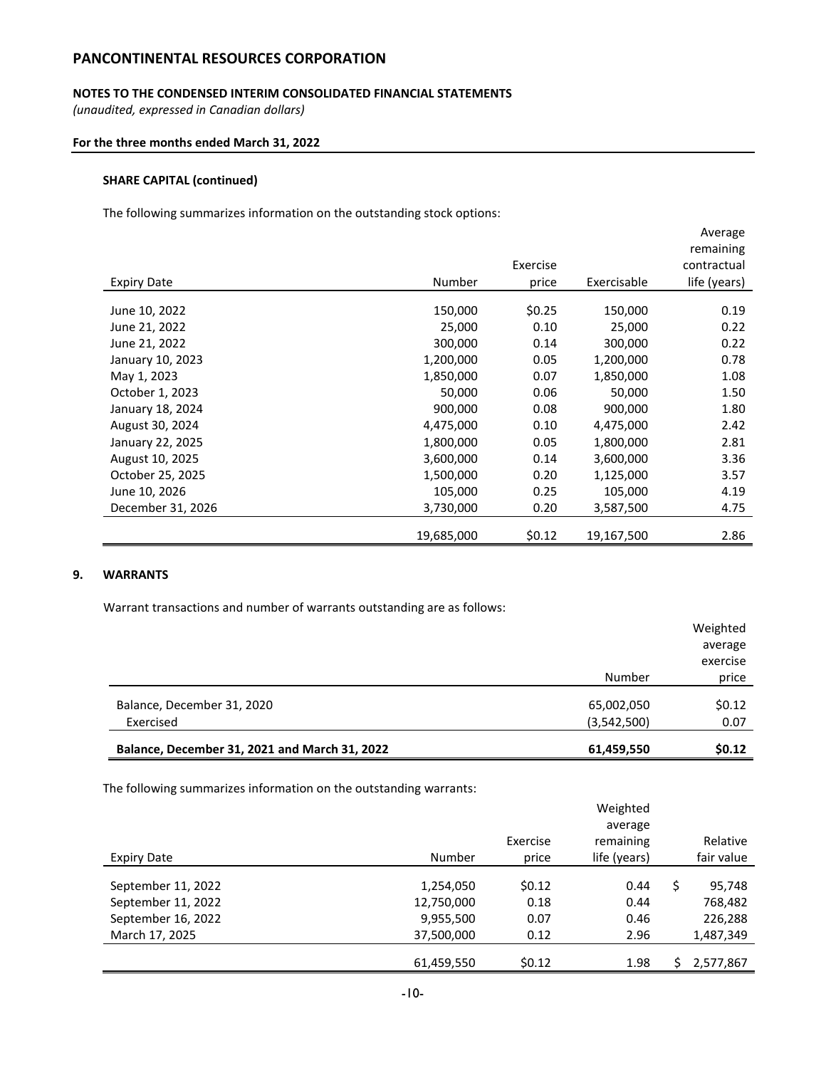**SHARE CAPITAL (continued)**

The following summarizes information on the outstanding stock options:

| Expiry Date | Number | Exercise price | Exercisable | Average remaining contractual life (years) |
|---|---|---|---|---|
| June 10, 2022 | 150,000 | $0.25 | 150,000 | 0.19 |
| June 21, 2022 | 25,000 | 0.10 | 25,000 | 0.22 |
| June 21, 2022 | 300,000 | 0.14 | 300,000 | 0.22 |
| January 10, 2023 | 1,200,000 | 0.05 | 1,200,000 | 0.78 |
| May 1, 2023 | 1,850,000 | 0.07 | 1,850,000 | 1.08 |
| October 1, 2023 | 50,000 | 0.06 | 50,000 | 1.50 |
| January 18, 2024 | 900,000 | 0.08 | 900,000 | 1.80 |
| August 30, 2024 | 4,475,000 | 0.10 | 4,475,000 | 2.42 |
| January 22, 2025 | 1,800,000 | 0.05 | 1,800,000 | 2.81 |
| August 10, 2025 | 3,600,000 | 0.14 | 3,600,000 | 3.36 |
| October 25, 2025 | 1,500,000 | 0.20 | 1,125,000 | 3.57 |
| June 10, 2026 | 105,000 | 0.25 | 105,000 | 4.19 |
| December 31, 2026 | 3,730,000 | 0.20 | 3,587,500 | 4.75 |
| | 19,685,000 | $0.12 | 19,167,500 | 2.86 |

## 9. WARRANTS

Warrant transactions and number of warrants outstanding are as follows:

| | Number | Weighted average exercise price |
|---|---|---|
| Balance, December 31, 2020 | 65,002,050 | $0.12 |
| Exercised | (3,542,500) | 0.07 |
| **Balance, December 31, 2021 and March 31, 2022** | **61,459,550** | **$0.12** |

The following summarizes information on the outstanding warrants:

| Expiry Date | Number | Exercise price | Weighted average remaining life (years) | Relative fair value |
|---|---|---|---|---|
| September 11, 2022 | 1,254,050 | $0.12 | 0.44 | $ 95,748 |
| September 11, 2022 | 12,750,000 | 0.18 | 0.44 | 768,482 |
| September 16, 2022 | 9,955,500 | 0.07 | 0.46 | 226,288 |
| March 17, 2025 | 37,500,000 | 0.12 | 2.96 | 1,487,349 |
| | 61,459,550 | $0.12 | 1.98 | $ 2,577,867 |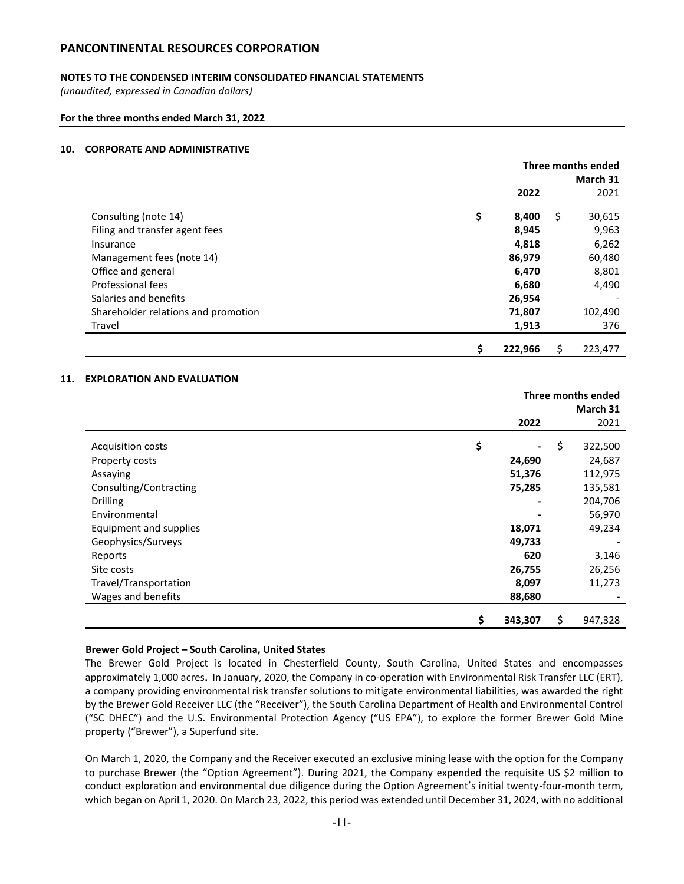## PANCONTINENTAL RESOURCES CORPORATION

**NOTES TO THE CONDENSED INTERIM CONSOLIDATED FINANCIAL STATEMENTS**
*(unaudited, expressed in Canadian dollars)*

**For the three months ended March 31, 2022**

### 10. CORPORATE AND ADMINISTRATIVE

| | Three months ended March 31 | |
|---|---|---|
| | **2022** | 2021 |
| Consulting (note 14) | **$ 8,400** | $ 30,615 |
| Filing and transfer agent fees | **8,945** | 9,963 |
| Insurance | **4,818** | 6,262 |
| Management fees (note 14) | **86,979** | 60,480 |
| Office and general | **6,470** | 8,801 |
| Professional fees | **6,680** | 4,490 |
| Salaries and benefits | **26,954** | - |
| Shareholder relations and promotion | **71,807** | 102,490 |
| Travel | **1,913** | 376 |
| | **$ 222,966** | $ 223,477 |

### 11. EXPLORATION AND EVALUATION

| | Three months ended March 31 | |
|---|---|---|
| | **2022** | 2021 |
| Acquisition costs | **$ -** | $ 322,500 |
| Property costs | **24,690** | 24,687 |
| Assaying | **51,376** | 112,975 |
| Consulting/Contracting | **75,285** | 135,581 |
| Drilling | **-** | 204,706 |
| Environmental | **-** | 56,970 |
| Equipment and supplies | **18,071** | 49,234 |
| Geophysics/Surveys | **49,733** | - |
| Reports | **620** | 3,146 |
| Site costs | **26,755** | 26,256 |
| Travel/Transportation | **8,097** | 11,273 |
| Wages and benefits | **88,680** | - |
| | **$ 343,307** | $ 947,328 |

**Brewer Gold Project – South Carolina, United States**

The Brewer Gold Project is located in Chesterfield County, South Carolina, United States and encompasses approximately 1,000 acres**.** In January, 2020, the Company in co-operation with Environmental Risk Transfer LLC (ERT), a company providing environmental risk transfer solutions to mitigate environmental liabilities, was awarded the right by the Brewer Gold Receiver LLC (the "Receiver"), the South Carolina Department of Health and Environmental Control ("SC DHEC") and the U.S. Environmental Protection Agency ("US EPA"), to explore the former Brewer Gold Mine property ("Brewer"), a Superfund site.

On March 1, 2020, the Company and the Receiver executed an exclusive mining lease with the option for the Company to purchase Brewer (the "Option Agreement"). During 2021, the Company expended the requisite US $2 million to conduct exploration and environmental due diligence during the Option Agreement's initial twenty-four-month term, which began on April 1, 2020. On March 23, 2022, this period was extended until December 31, 2024, with no additional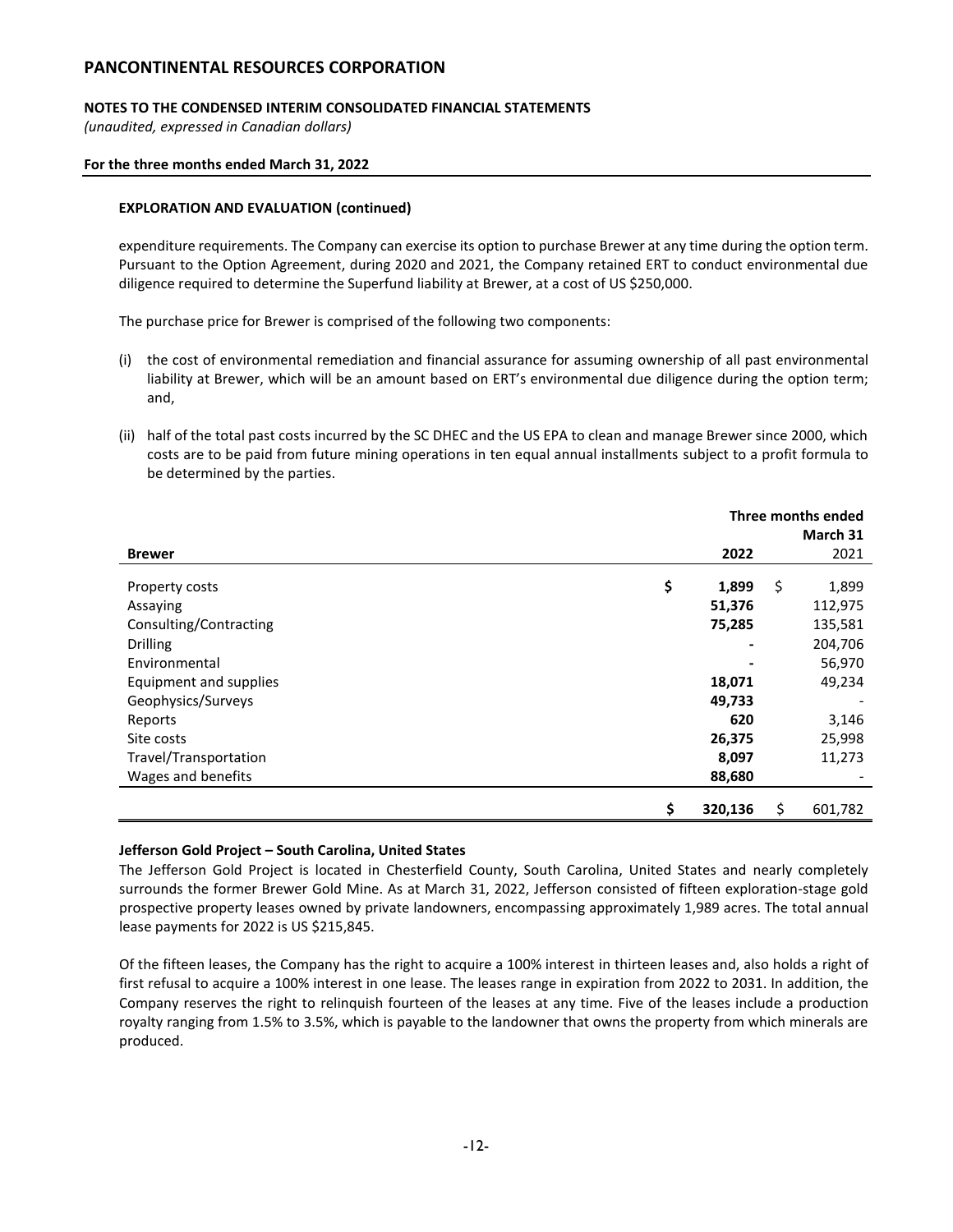### EXPLORATION AND EVALUATION (continued)

expenditure requirements. The Company can exercise its option to purchase Brewer at any time during the option term. Pursuant to the Option Agreement, during 2020 and 2021, the Company retained ERT to conduct environmental due diligence required to determine the Superfund liability at Brewer, at a cost of US $250,000.

The purchase price for Brewer is comprised of the following two components:

(i) the cost of environmental remediation and financial assurance for assuming ownership of all past environmental liability at Brewer, which will be an amount based on ERT's environmental due diligence during the option term; and,

(ii) half of the total past costs incurred by the SC DHEC and the US EPA to clean and manage Brewer since 2000, which costs are to be paid from future mining operations in ten equal annual installments subject to a profit formula to be determined by the parties.

| | Three months ended March 31 | |
|---|---|---|
| **Brewer** | **2022** | 2021 |
| Property costs | **$ 1,899** | $ 1,899 |
| Assaying | **51,376** | 112,975 |
| Consulting/Contracting | **75,285** | 135,581 |
| Drilling | **-** | 204,706 |
| Environmental | **-** | 56,970 |
| Equipment and supplies | **18,071** | 49,234 |
| Geophysics/Surveys | **49,733** | - |
| Reports | **620** | 3,146 |
| Site costs | **26,375** | 25,998 |
| Travel/Transportation | **8,097** | 11,273 |
| Wages and benefits | **88,680** | - |
| | **$ 320,136** | $ 601,782 |

**Jefferson Gold Project – South Carolina, United States**

The Jefferson Gold Project is located in Chesterfield County, South Carolina, United States and nearly completely surrounds the former Brewer Gold Mine. As at March 31, 2022, Jefferson consisted of fifteen exploration-stage gold prospective property leases owned by private landowners, encompassing approximately 1,989 acres. The total annual lease payments for 2022 is US $215,845.

Of the fifteen leases, the Company has the right to acquire a 100% interest in thirteen leases and, also holds a right of first refusal to acquire a 100% interest in one lease. The leases range in expiration from 2022 to 2031. In addition, the Company reserves the right to relinquish fourteen of the leases at any time. Five of the leases include a production royalty ranging from 1.5% to 3.5%, which is payable to the landowner that owns the property from which minerals are produced.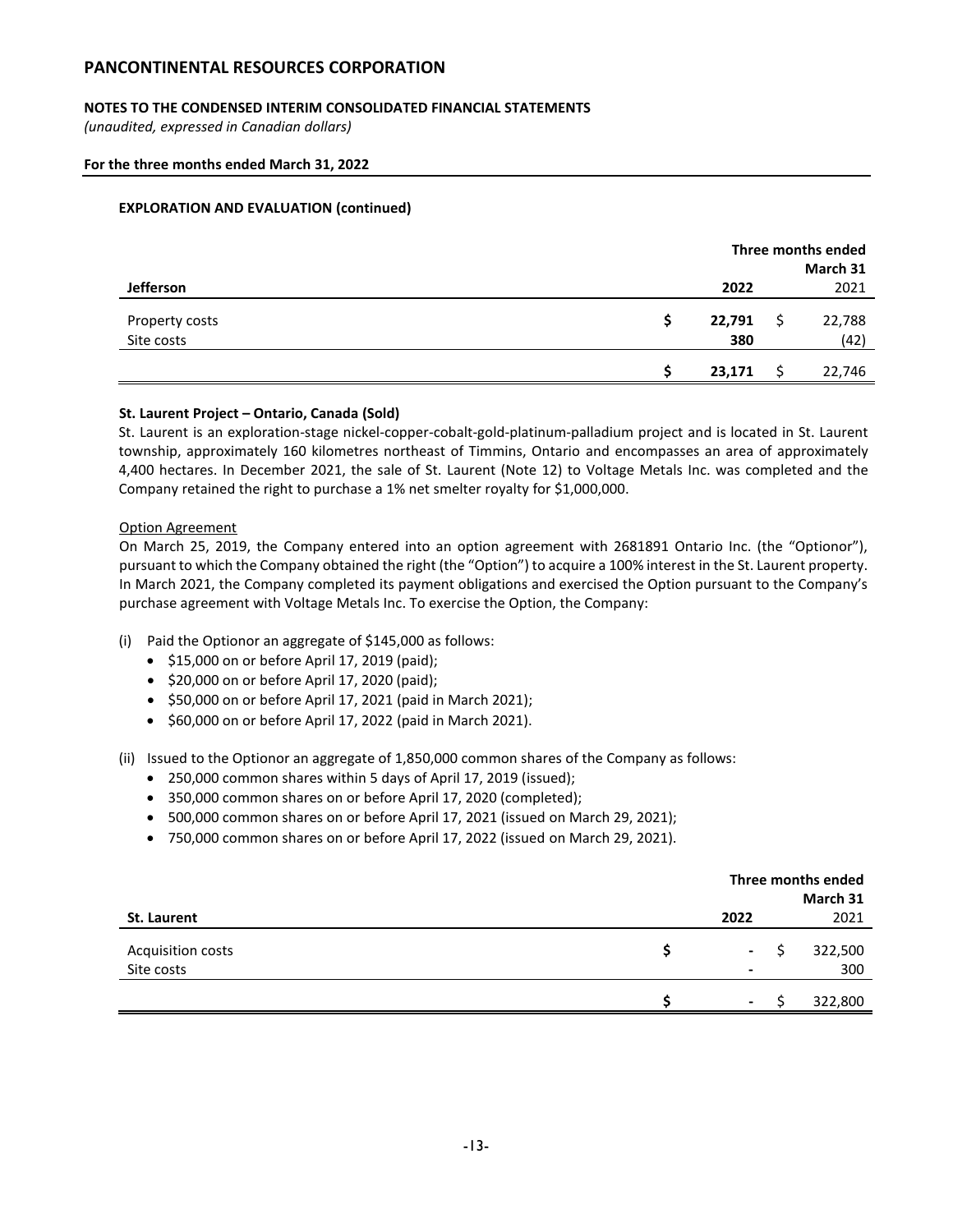## EXPLORATION AND EVALUATION (continued)

| Jefferson | Three months ended March 31 2022 | 2021 |
|---|---|---|
| Property costs | **$ 22,791** | $ 22,788 |
| Site costs | **380** | (42) |
| | **$ 23,171** | $ 22,746 |

**St. Laurent Project – Ontario, Canada (Sold)**

St. Laurent is an exploration-stage nickel-copper-cobalt-gold-platinum-palladium project and is located in St. Laurent township, approximately 160 kilometres northeast of Timmins, Ontario and encompasses an area of approximately 4,400 hectares. In December 2021, the sale of St. Laurent (Note 12) to Voltage Metals Inc. was completed and the Company retained the right to purchase a 1% net smelter royalty for $1,000,000.

Option Agreement

On March 25, 2019, the Company entered into an option agreement with 2681891 Ontario Inc. (the "Optionor"), pursuant to which the Company obtained the right (the "Option") to acquire a 100% interest in the St. Laurent property. In March 2021, the Company completed its payment obligations and exercised the Option pursuant to the Company's purchase agreement with Voltage Metals Inc. To exercise the Option, the Company:

(i) Paid the Optionor an aggregate of $145,000 as follows:
- $15,000 on or before April 17, 2019 (paid);
- $20,000 on or before April 17, 2020 (paid);
- $50,000 on or before April 17, 2021 (paid in March 2021);
- $60,000 on or before April 17, 2022 (paid in March 2021).

(ii) Issued to the Optionor an aggregate of 1,850,000 common shares of the Company as follows:
- 250,000 common shares within 5 days of April 17, 2019 (issued);
- 350,000 common shares on or before April 17, 2020 (completed);
- 500,000 common shares on or before April 17, 2021 (issued on March 29, 2021);
- 750,000 common shares on or before April 17, 2022 (issued on March 29, 2021).

| St. Laurent | Three months ended March 31 2022 | 2021 |
|---|---|---|
| Acquisition costs | **$ -** | $ 322,500 |
| Site costs | **-** | 300 |
| | **$ -** | $ 322,800 |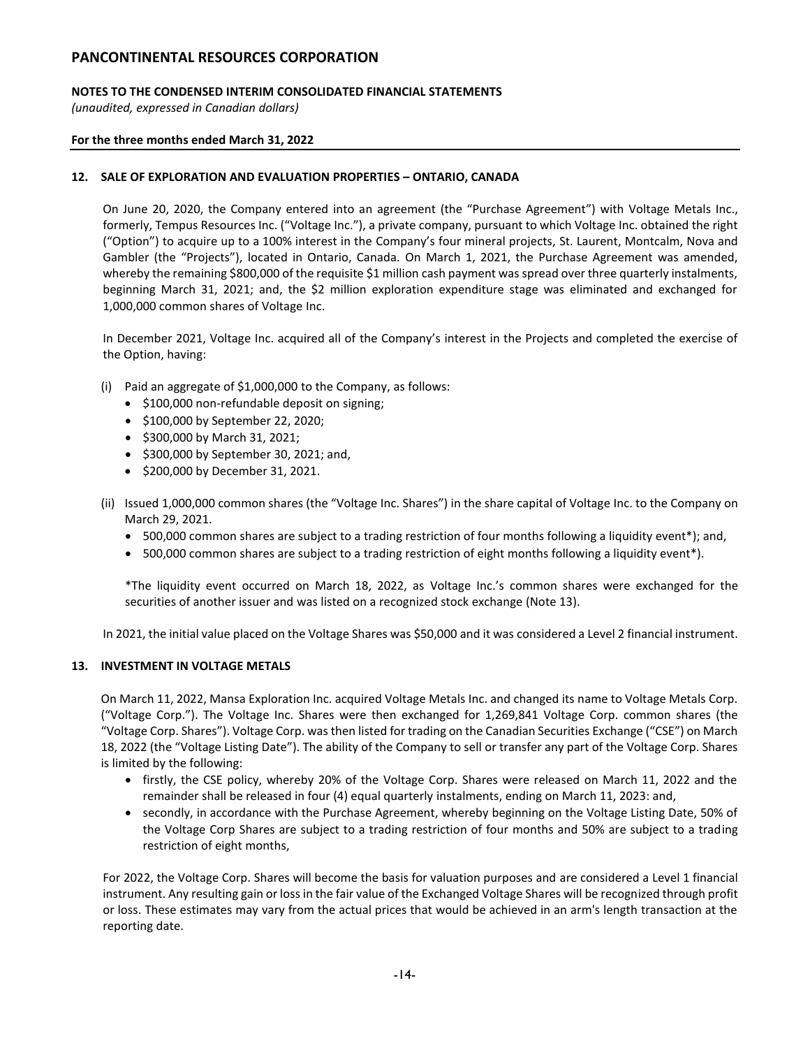## 12. SALE OF EXPLORATION AND EVALUATION PROPERTIES – ONTARIO, CANADA

On June 20, 2020, the Company entered into an agreement (the "Purchase Agreement") with Voltage Metals Inc., formerly, Tempus Resources Inc. ("Voltage Inc."), a private company, pursuant to which Voltage Inc. obtained the right ("Option") to acquire up to a 100% interest in the Company's four mineral projects, St. Laurent, Montcalm, Nova and Gambler (the "Projects"), located in Ontario, Canada. On March 1, 2021, the Purchase Agreement was amended, whereby the remaining $800,000 of the requisite $1 million cash payment was spread over three quarterly instalments, beginning March 31, 2021; and, the $2 million exploration expenditure stage was eliminated and exchanged for 1,000,000 common shares of Voltage Inc.

In December 2021, Voltage Inc. acquired all of the Company's interest in the Projects and completed the exercise of the Option, having:

(i) Paid an aggregate of $1,000,000 to the Company, as follows:
   - $100,000 non-refundable deposit on signing;
   - $100,000 by September 22, 2020;
   - $300,000 by March 31, 2021;
   - $300,000 by September 30, 2021; and,
   - $200,000 by December 31, 2021.

(ii) Issued 1,000,000 common shares (the "Voltage Inc. Shares") in the share capital of Voltage Inc. to the Company on March 29, 2021.
   - 500,000 common shares are subject to a trading restriction of four months following a liquidity event*); and,
   - 500,000 common shares are subject to a trading restriction of eight months following a liquidity event*).

   *The liquidity event occurred on March 18, 2022, as Voltage Inc.'s common shares were exchanged for the securities of another issuer and was listed on a recognized stock exchange (Note 13).

In 2021, the initial value placed on the Voltage Shares was $50,000 and it was considered a Level 2 financial instrument.

## 13. INVESTMENT IN VOLTAGE METALS

On March 11, 2022, Mansa Exploration Inc. acquired Voltage Metals Inc. and changed its name to Voltage Metals Corp. ("Voltage Corp."). The Voltage Inc. Shares were then exchanged for 1,269,841 Voltage Corp. common shares (the "Voltage Corp. Shares"). Voltage Corp. was then listed for trading on the Canadian Securities Exchange ("CSE") on March 18, 2022 (the "Voltage Listing Date"). The ability of the Company to sell or transfer any part of the Voltage Corp. Shares is limited by the following:

- firstly, the CSE policy, whereby 20% of the Voltage Corp. Shares were released on March 11, 2022 and the remainder shall be released in four (4) equal quarterly instalments, ending on March 11, 2023: and,
- secondly, in accordance with the Purchase Agreement, whereby beginning on the Voltage Listing Date, 50% of the Voltage Corp Shares are subject to a trading restriction of four months and 50% are subject to a trading restriction of eight months,

For 2022, the Voltage Corp. Shares will become the basis for valuation purposes and are considered a Level 1 financial instrument. Any resulting gain or loss in the fair value of the Exchanged Voltage Shares will be recognized through profit or loss. These estimates may vary from the actual prices that would be achieved in an arm's length transaction at the reporting date.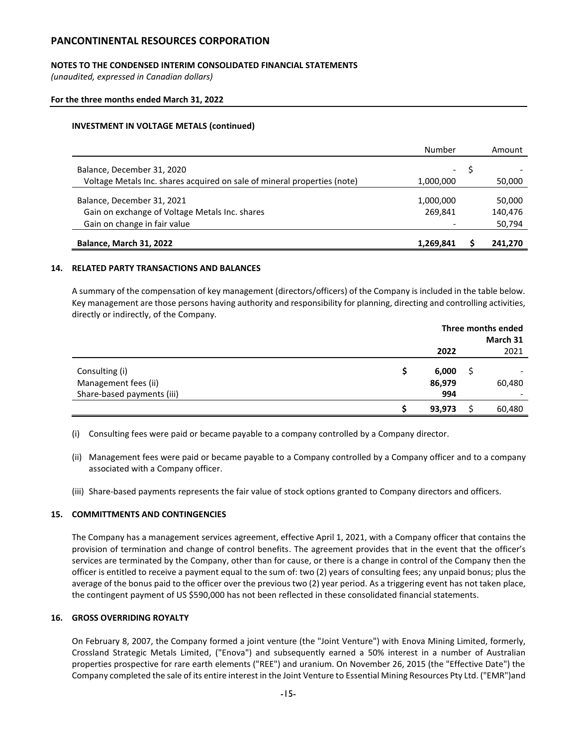### INVESTMENT IN VOLTAGE METALS (continued)

| | Number | Amount |
|---|---|---|
| Balance, December 31, 2020 | - | $ - |
| Voltage Metals Inc. shares acquired on sale of mineral properties (note) | 1,000,000 | 50,000 |
| Balance, December 31, 2021 | 1,000,000 | 50,000 |
| Gain on exchange of Voltage Metals Inc. shares | 269,841 | 140,476 |
| Gain on change in fair value | - | 50,794 |
| **Balance, March 31, 2022** | **1,269,841** | **$ 241,270** |

## 14. RELATED PARTY TRANSACTIONS AND BALANCES

A summary of the compensation of key management (directors/officers) of the Company is included in the table below. Key management are those persons having authority and responsibility for planning, directing and controlling activities, directly or indirectly, of the Company.

| | Three months ended March 31 | |
|---|---|---|
| | **2022** | 2021 |
| Consulting (i) | **$ 6,000** | $ - |
| Management fees (ii) | **86,979** | 60,480 |
| Share-based payments (iii) | **994** | - |
| | **$ 93,973** | $ 60,480 |

(i) Consulting fees were paid or became payable to a company controlled by a Company director.

(ii) Management fees were paid or became payable to a Company controlled by a Company officer and to a company associated with a Company officer.

(iii) Share-based payments represents the fair value of stock options granted to Company directors and officers.

## 15. COMMITTMENTS AND CONTINGENCIES

The Company has a management services agreement, effective April 1, 2021, with a Company officer that contains the provision of termination and change of control benefits. The agreement provides that in the event that the officer's services are terminated by the Company, other than for cause, or there is a change in control of the Company then the officer is entitled to receive a payment equal to the sum of: two (2) years of consulting fees; any unpaid bonus; plus the average of the bonus paid to the officer over the previous two (2) year period. As a triggering event has not taken place, the contingent payment of US $590,000 has not been reflected in these consolidated financial statements.

## 16. GROSS OVERRIDING ROYALTY

On February 8, 2007, the Company formed a joint venture (the "Joint Venture") with Enova Mining Limited, formerly, Crossland Strategic Metals Limited, ("Enova") and subsequently earned a 50% interest in a number of Australian properties prospective for rare earth elements ("REE") and uranium. On November 26, 2015 (the "Effective Date") the Company completed the sale of its entire interest in the Joint Venture to Essential Mining Resources Pty Ltd. ("EMR")and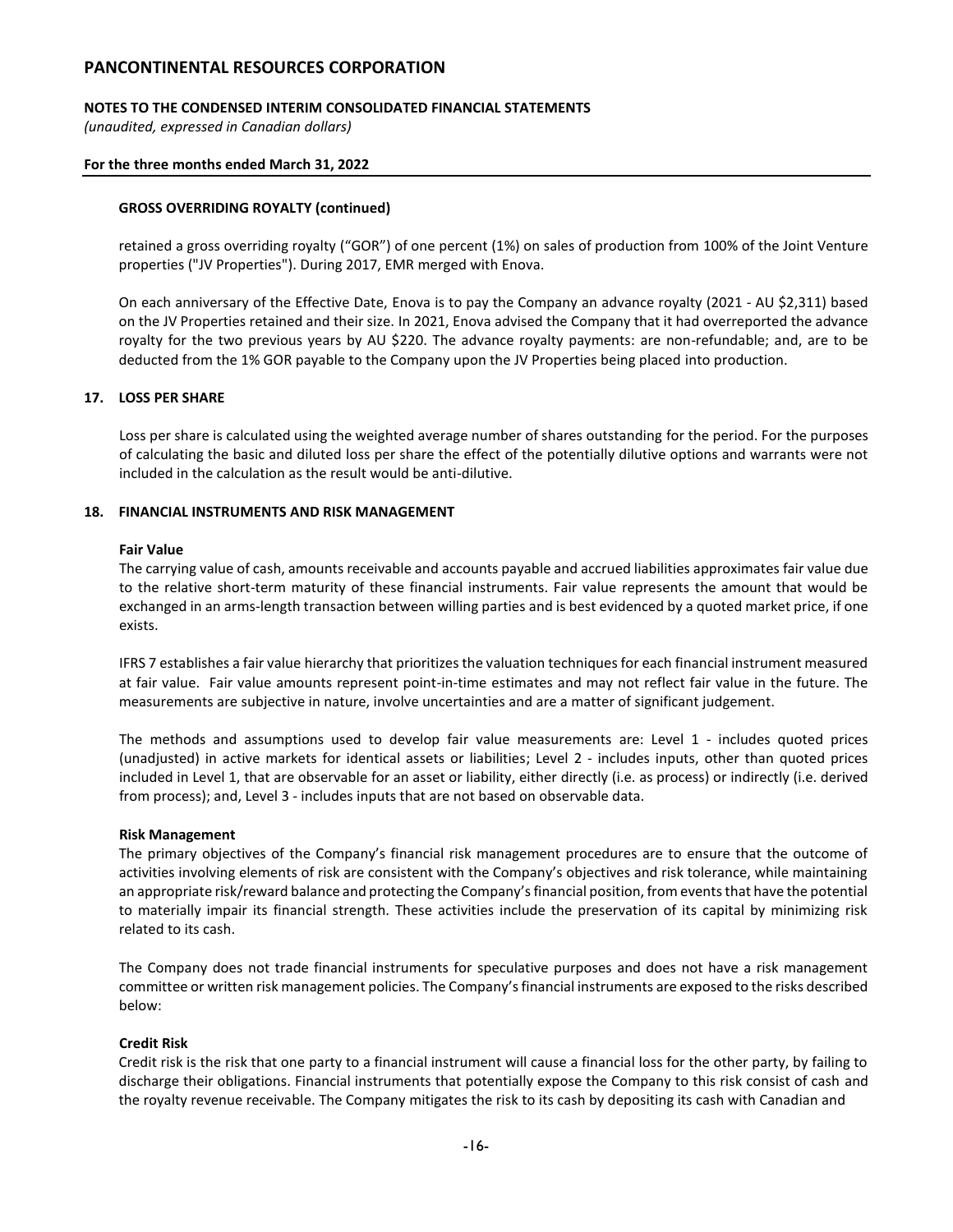### GROSS OVERRIDING ROYALTY (continued)

retained a gross overriding royalty ("GOR") of one percent (1%) on sales of production from 100% of the Joint Venture properties ("JV Properties"). During 2017, EMR merged with Enova.

On each anniversary of the Effective Date, Enova is to pay the Company an advance royalty (2021 - AU $2,311) based on the JV Properties retained and their size. In 2021, Enova advised the Company that it had overreported the advance royalty for the two previous years by AU $220. The advance royalty payments: are non-refundable; and, are to be deducted from the 1% GOR payable to the Company upon the JV Properties being placed into production.

## 17. LOSS PER SHARE

Loss per share is calculated using the weighted average number of shares outstanding for the period. For the purposes of calculating the basic and diluted loss per share the effect of the potentially dilutive options and warrants were not included in the calculation as the result would be anti-dilutive.

## 18. FINANCIAL INSTRUMENTS AND RISK MANAGEMENT

**Fair Value**

The carrying value of cash, amounts receivable and accounts payable and accrued liabilities approximates fair value due to the relative short-term maturity of these financial instruments. Fair value represents the amount that would be exchanged in an arms-length transaction between willing parties and is best evidenced by a quoted market price, if one exists.

IFRS 7 establishes a fair value hierarchy that prioritizes the valuation techniques for each financial instrument measured at fair value. Fair value amounts represent point-in-time estimates and may not reflect fair value in the future. The measurements are subjective in nature, involve uncertainties and are a matter of significant judgement.

The methods and assumptions used to develop fair value measurements are: Level 1 - includes quoted prices (unadjusted) in active markets for identical assets or liabilities; Level 2 - includes inputs, other than quoted prices included in Level 1, that are observable for an asset or liability, either directly (i.e. as process) or indirectly (i.e. derived from process); and, Level 3 - includes inputs that are not based on observable data.

**Risk Management**

The primary objectives of the Company's financial risk management procedures are to ensure that the outcome of activities involving elements of risk are consistent with the Company's objectives and risk tolerance, while maintaining an appropriate risk/reward balance and protecting the Company's financial position, from events that have the potential to materially impair its financial strength. These activities include the preservation of its capital by minimizing risk related to its cash.

The Company does not trade financial instruments for speculative purposes and does not have a risk management committee or written risk management policies. The Company's financial instruments are exposed to the risks described below:

**Credit Risk**

Credit risk is the risk that one party to a financial instrument will cause a financial loss for the other party, by failing to discharge their obligations. Financial instruments that potentially expose the Company to this risk consist of cash and the royalty revenue receivable. The Company mitigates the risk to its cash by depositing its cash with Canadian and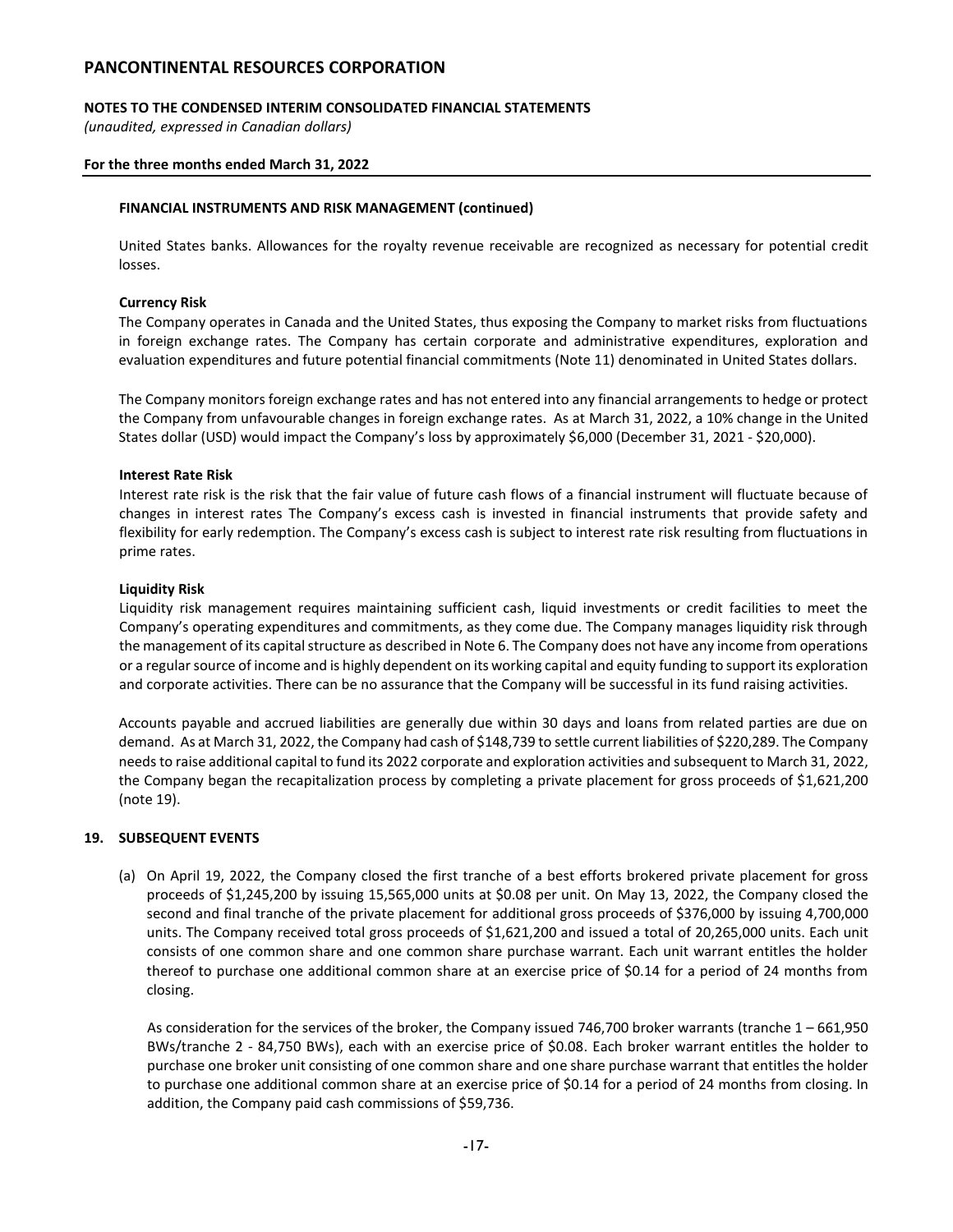**FINANCIAL INSTRUMENTS AND RISK MANAGEMENT (continued)**

United States banks. Allowances for the royalty revenue receivable are recognized as necessary for potential credit losses.

**Currency Risk**

The Company operates in Canada and the United States, thus exposing the Company to market risks from fluctuations in foreign exchange rates. The Company has certain corporate and administrative expenditures, exploration and evaluation expenditures and future potential financial commitments (Note 11) denominated in United States dollars.

The Company monitors foreign exchange rates and has not entered into any financial arrangements to hedge or protect the Company from unfavourable changes in foreign exchange rates. As at March 31, 2022, a 10% change in the United States dollar (USD) would impact the Company's loss by approximately $6,000 (December 31, 2021 - $20,000).

**Interest Rate Risk**

Interest rate risk is the risk that the fair value of future cash flows of a financial instrument will fluctuate because of changes in interest rates The Company's excess cash is invested in financial instruments that provide safety and flexibility for early redemption. The Company's excess cash is subject to interest rate risk resulting from fluctuations in prime rates.

**Liquidity Risk**

Liquidity risk management requires maintaining sufficient cash, liquid investments or credit facilities to meet the Company's operating expenditures and commitments, as they come due. The Company manages liquidity risk through the management of its capital structure as described in Note 6. The Company does not have any income from operations or a regular source of income and is highly dependent on its working capital and equity funding to support its exploration and corporate activities. There can be no assurance that the Company will be successful in its fund raising activities.

Accounts payable and accrued liabilities are generally due within 30 days and loans from related parties are due on demand. As at March 31, 2022, the Company had cash of $148,739 to settle current liabilities of $220,289. The Company needs to raise additional capital to fund its 2022 corporate and exploration activities and subsequent to March 31, 2022, the Company began the recapitalization process by completing a private placement for gross proceeds of $1,621,200 (note 19).

## 19. SUBSEQUENT EVENTS

(a) On April 19, 2022, the Company closed the first tranche of a best efforts brokered private placement for gross proceeds of $1,245,200 by issuing 15,565,000 units at $0.08 per unit. On May 13, 2022, the Company closed the second and final tranche of the private placement for additional gross proceeds of $376,000 by issuing 4,700,000 units. The Company received total gross proceeds of $1,621,200 and issued a total of 20,265,000 units. Each unit consists of one common share and one common share purchase warrant. Each unit warrant entitles the holder thereof to purchase one additional common share at an exercise price of $0.14 for a period of 24 months from closing.

As consideration for the services of the broker, the Company issued 746,700 broker warrants (tranche 1 – 661,950 BWs/tranche 2 - 84,750 BWs), each with an exercise price of $0.08. Each broker warrant entitles the holder to purchase one broker unit consisting of one common share and one share purchase warrant that entitles the holder to purchase one additional common share at an exercise price of $0.14 for a period of 24 months from closing. In addition, the Company paid cash commissions of $59,736.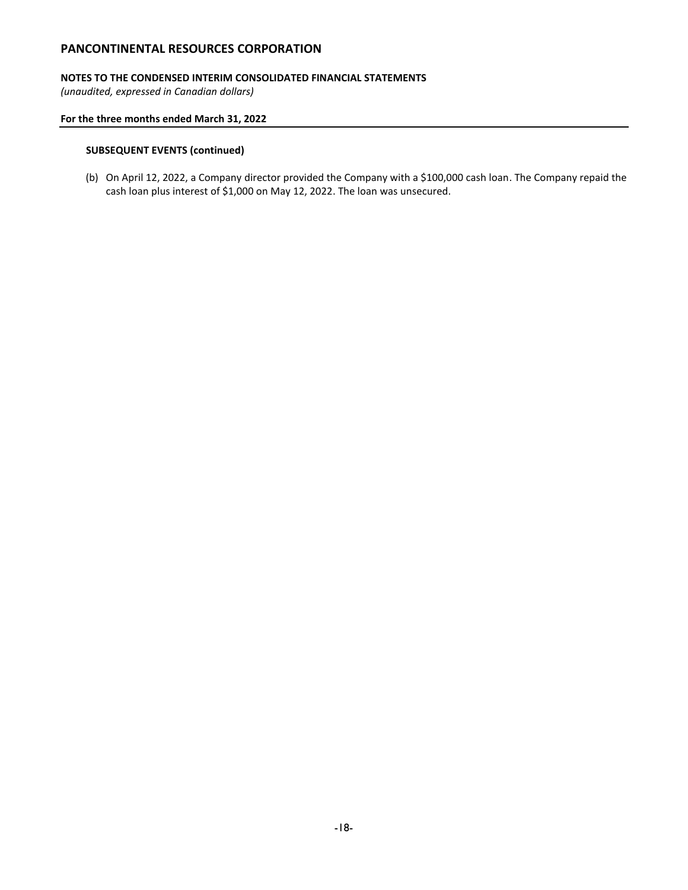### SUBSEQUENT EVENTS (continued)

(b) On April 12, 2022, a Company director provided the Company with a $100,000 cash loan. The Company repaid the cash loan plus interest of $1,000 on May 12, 2022. The loan was unsecured.